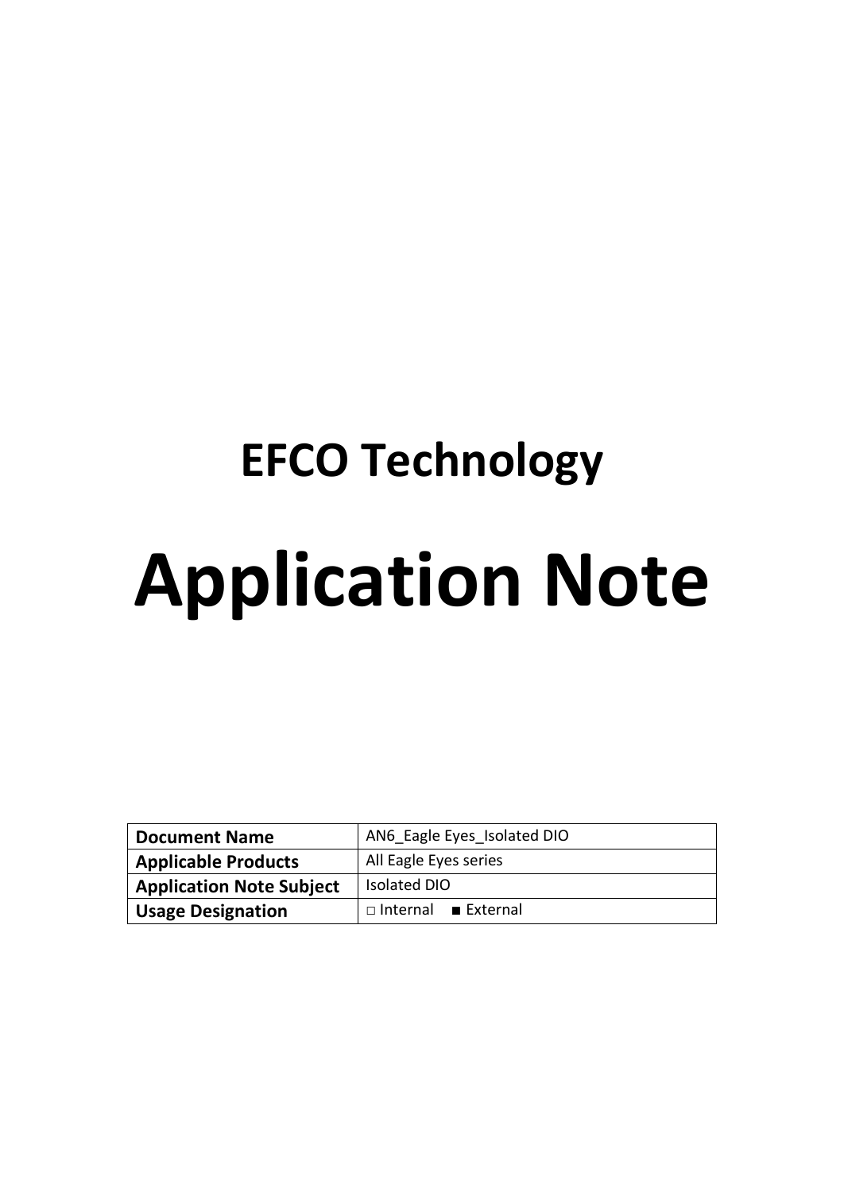# EFCO Technology

# Application Note

| **Document Name** | AN6_Eagle Eyes_Isolated DIO |
|---|---|
| **Applicable Products** | All Eagle Eyes series |
| **Application Note Subject** | Isolated DIO |
| **Usage Designation** | □ Internal ■ External |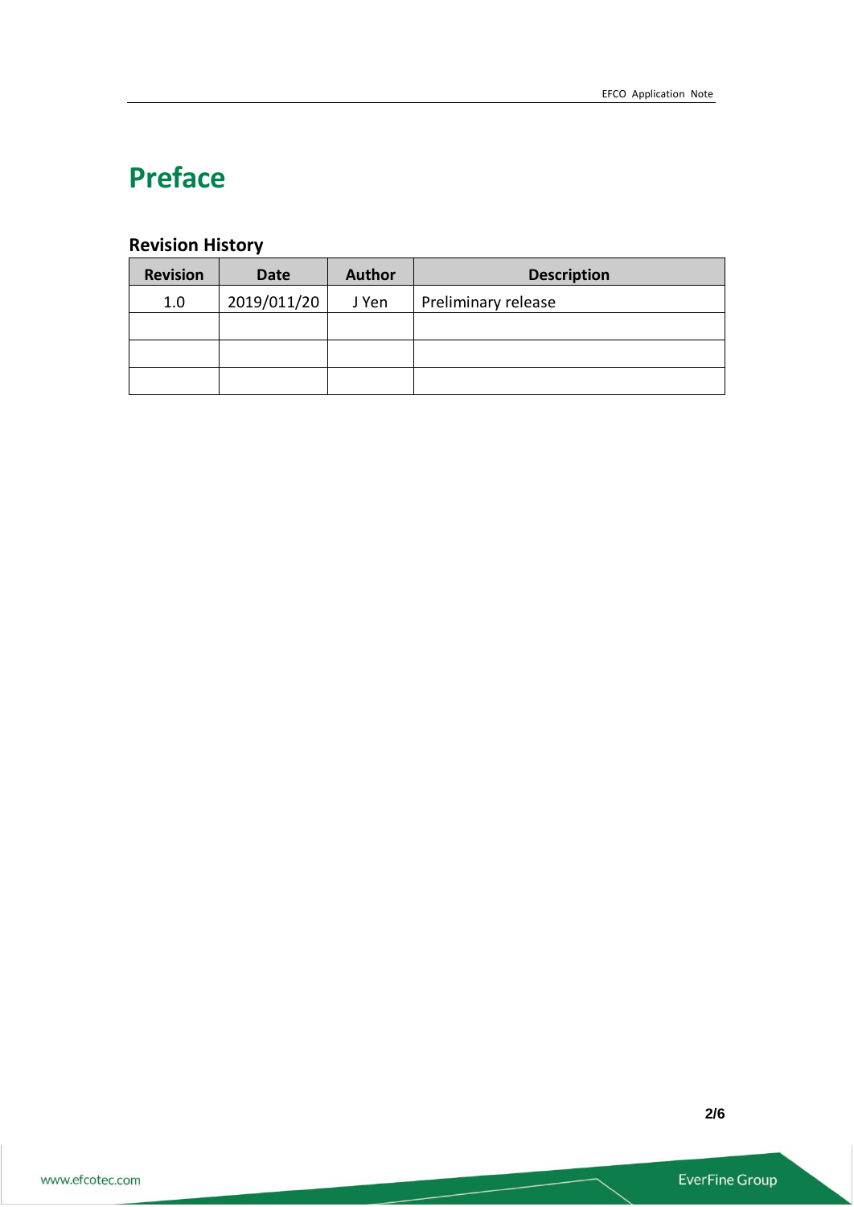# Preface

## Revision History

| Revision | Date | Author | Description |
|---|---|---|---|
| 1.0 | 2019/011/20 | J Yen | Preliminary release |
| | | | |
| | | | |
| | | | |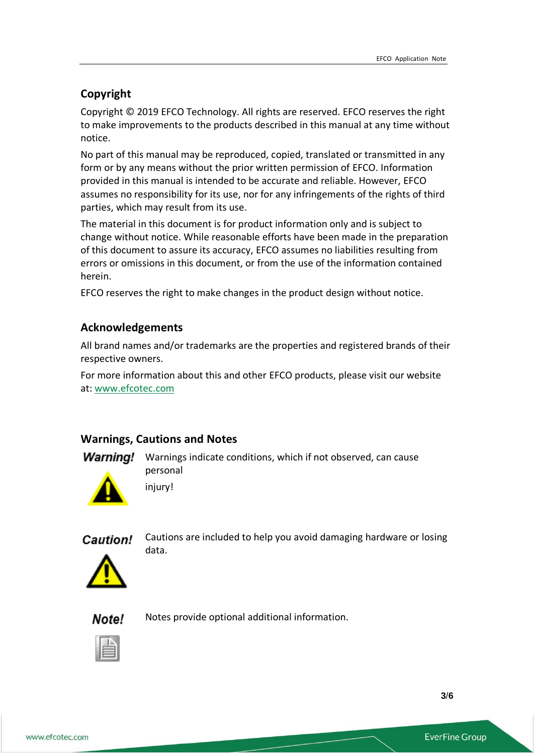## Copyright

Copyright © 2019 EFCO Technology. All rights are reserved. EFCO reserves the right to make improvements to the products described in this manual at any time without notice.

No part of this manual may be reproduced, copied, translated or transmitted in any form or by any means without the prior written permission of EFCO. Information provided in this manual is intended to be accurate and reliable. However, EFCO assumes no responsibility for its use, nor for any infringements of the rights of third parties, which may result from its use.

The material in this document is for product information only and is subject to change without notice. While reasonable efforts have been made in the preparation of this document to assure its accuracy, EFCO assumes no liabilities resulting from errors or omissions in this document, or from the use of the information contained herein.

EFCO reserves the right to make changes in the product design without notice.

## Acknowledgements

All brand names and/or trademarks are the properties and registered brands of their respective owners.

For more information about this and other EFCO products, please visit our website at: www.efcotec.com

## Warnings, Cautions and Notes

**Warning!** Warnings indicate conditions, which if not observed, can cause personal injury!

**Caution!** Cautions are included to help you avoid damaging hardware or losing data.

**Note!** Notes provide optional additional information.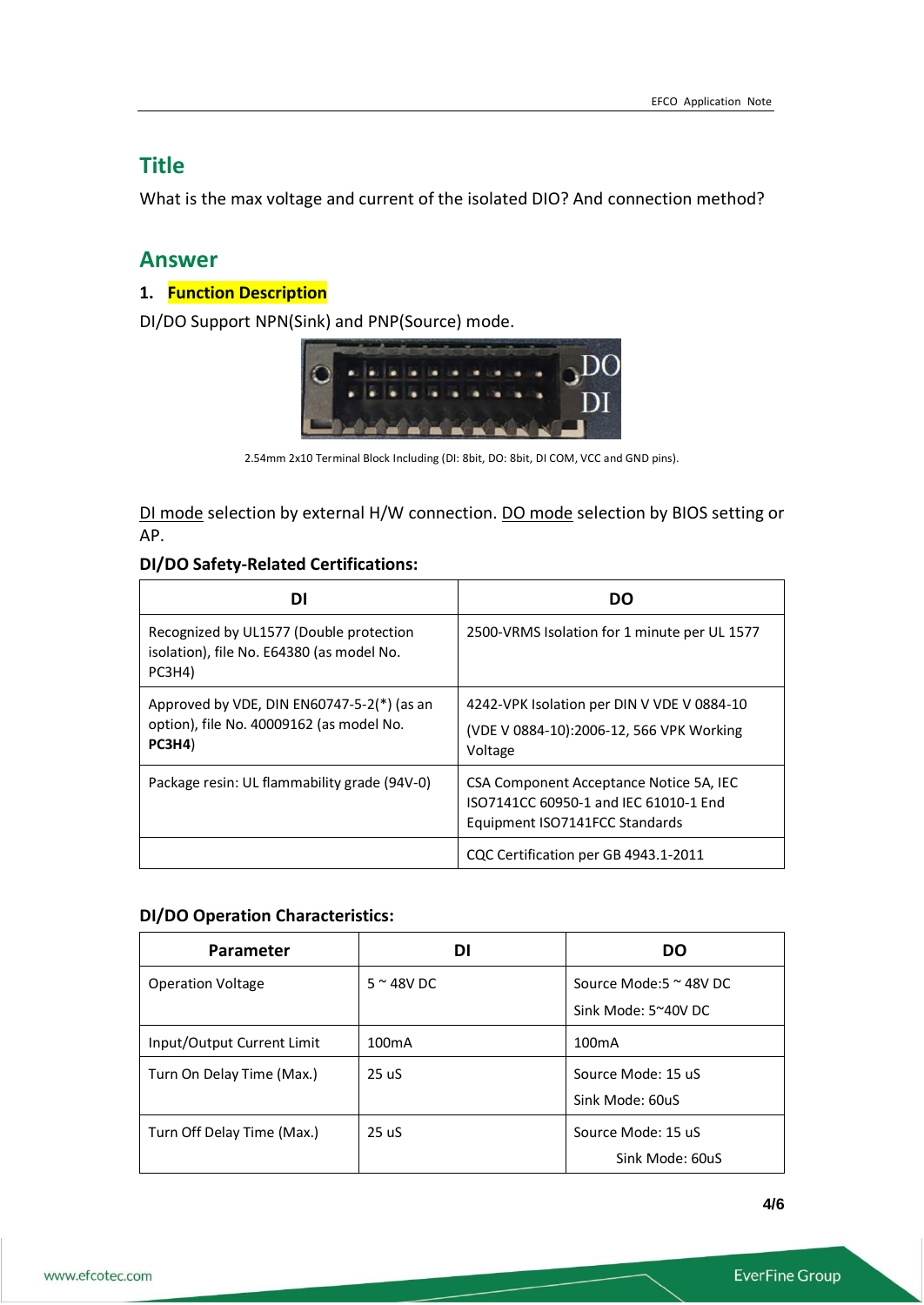## Title

What is the max voltage and current of the isolated DIO? And connection method?

## Answer

### 1. Function Description

DI/DO Support NPN(Sink) and PNP(Source) mode.

2.54mm 2x10 Terminal Block Including (DI: 8bit, DO: 8bit, DI COM, VCC and GND pins).

DI mode selection by external H/W connection. DO mode selection by BIOS setting or AP.

**DI/DO Safety-Related Certifications:**

| DI | DO |
|---|---|
| Recognized by UL1577 (Double protection isolation), file No. E64380 (as model No. PC3H4) | 2500-VRMS Isolation for 1 minute per UL 1577 |
| Approved by VDE, DIN EN60747-5-2(*) (as an option), file No. 40009162 (as model No. **PC3H4**) | 4242-VPK Isolation per DIN V VDE V 0884-10 (VDE V 0884-10):2006-12, 566 VPK Working Voltage |
| Package resin: UL flammability grade (94V-0) | CSA Component Acceptance Notice 5A, IEC ISO7141CC 60950-1 and IEC 61010-1 End Equipment ISO7141FCC Standards |
| | CQC Certification per GB 4943.1-2011 |

**DI/DO Operation Characteristics:**

| Parameter | DI | DO |
|---|---|---|
| Operation Voltage | 5 ~ 48V DC | Source Mode:5 ~ 48V DC<br>Sink Mode: 5~40V DC |
| Input/Output Current Limit | 100mA | 100mA |
| Turn On Delay Time (Max.) | 25 uS | Source Mode: 15 uS<br>Sink Mode: 60uS |
| Turn Off Delay Time (Max.) | 25 uS | Source Mode: 15 uS<br>Sink Mode: 60uS |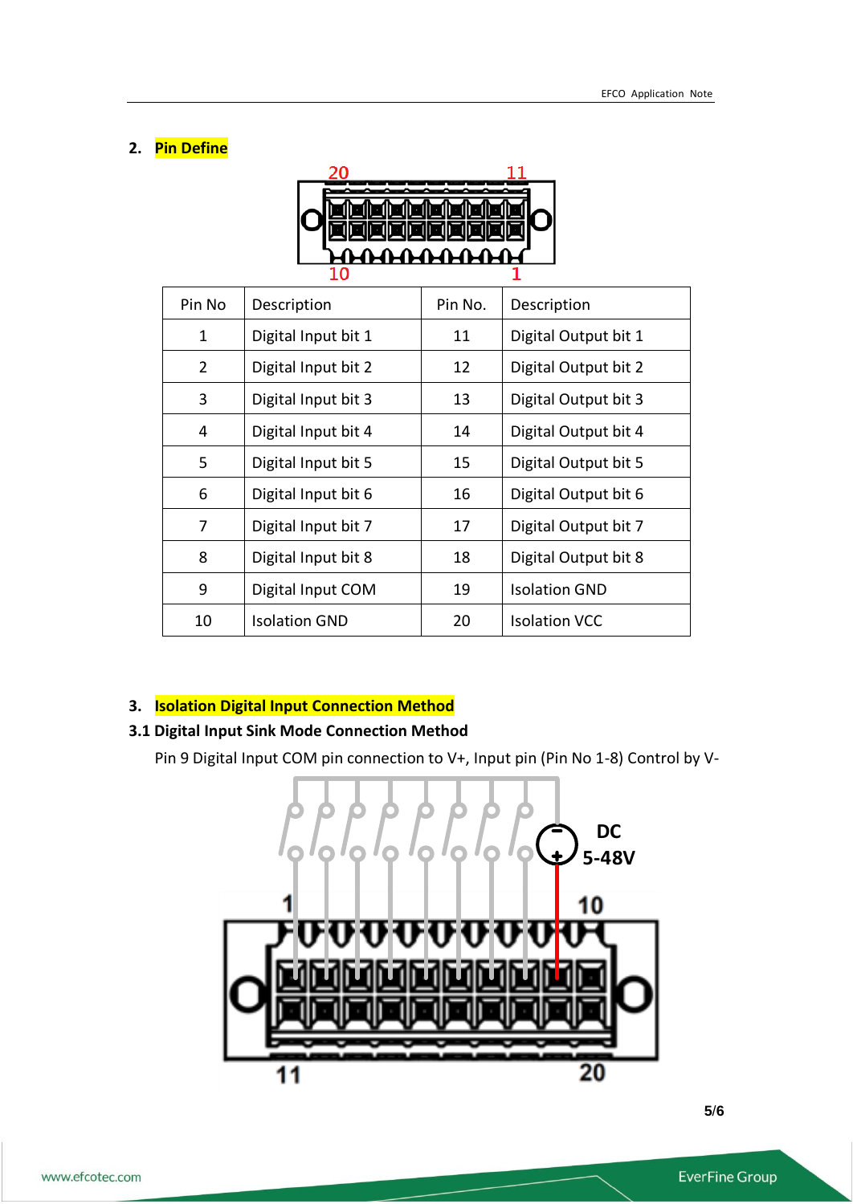## 2. Pin Define

| Pin No | Description | Pin No. | Description |
|---|---|---|---|
| 1 | Digital Input bit 1 | 11 | Digital Output bit 1 |
| 2 | Digital Input bit 2 | 12 | Digital Output bit 2 |
| 3 | Digital Input bit 3 | 13 | Digital Output bit 3 |
| 4 | Digital Input bit 4 | 14 | Digital Output bit 4 |
| 5 | Digital Input bit 5 | 15 | Digital Output bit 5 |
| 6 | Digital Input bit 6 | 16 | Digital Output bit 6 |
| 7 | Digital Input bit 7 | 17 | Digital Output bit 7 |
| 8 | Digital Input bit 8 | 18 | Digital Output bit 8 |
| 9 | Digital Input COM | 19 | Isolation GND |
| 10 | Isolation GND | 20 | Isolation VCC |

## 3. Isolation Digital Input Connection Method

### 3.1 Digital Input Sink Mode Connection Method

Pin 9 Digital Input COM pin connection to V+, Input pin (Pin No 1-8) Control by V-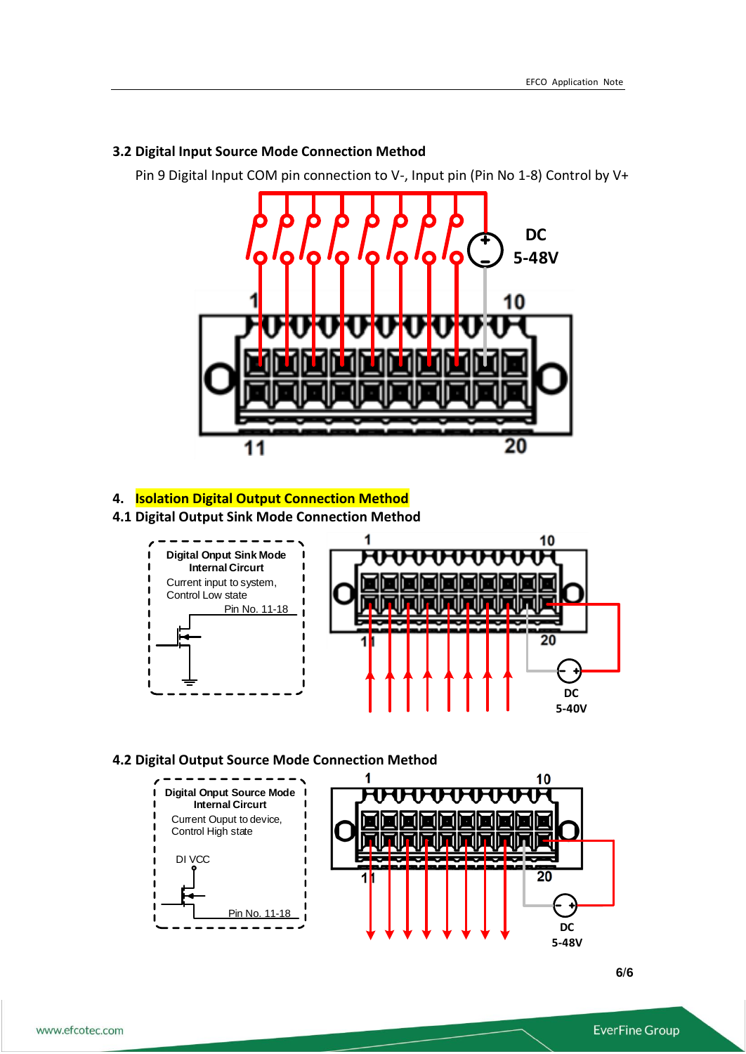### 3.2 Digital Input Source Mode Connection Method

Pin 9 Digital Input COM pin connection to V-, Input pin (Pin No 1-8) Control by V+

DC
5-48V

1
10
11
20

## 4. Isolation Digital Output Connection Method

### 4.1 Digital Output Sink Mode Connection Method

Digital Onput Sink Mode
Internal Circurt
Current input to system,
Control Low state
Pin No. 11-18

1
10
11
20
DC
5-40V

### 4.2 Digital Output Source Mode Connection Method

Digital Onput Source Mode
Internal Circurt
Current Ouput to device,
Control High state
DI VCC
Pin No. 11-18

1
10
11
20
DC
5-48V